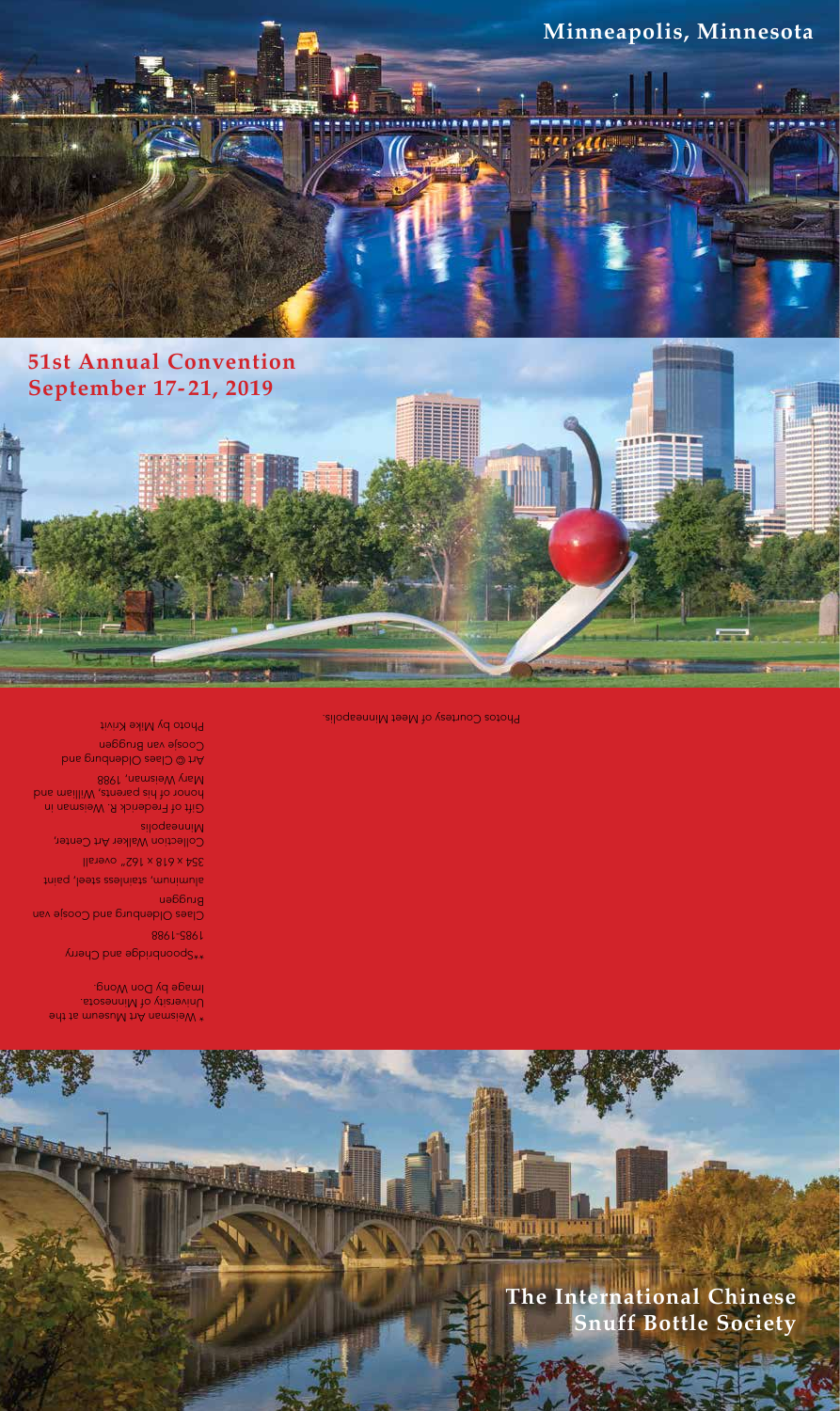Minneapolis, Minnesota

**51st Annual Convention**
**September 17-21, 2019**

\* Weisman Art Museum at the University of Minnesota. Image by Don Wong.

\*\*Spoonbridge and Cherry
1985-1988
Claes Oldenburg and Coosje van Bruggen
aluminum, stainless steel, paint
354 x 618 x 162" overall
Collection Walker Art Center, Minneapolis
Gift of Frederick R. Weisman in honor of his parents, William and Mary Weisman, 1988
Art © Claes Oldenburg and Coosje van Bruggen
Photo by Mike Krivit

Photos Courtesy of Meet Minneapolis.

**The International Chinese Snuff Bottle Society**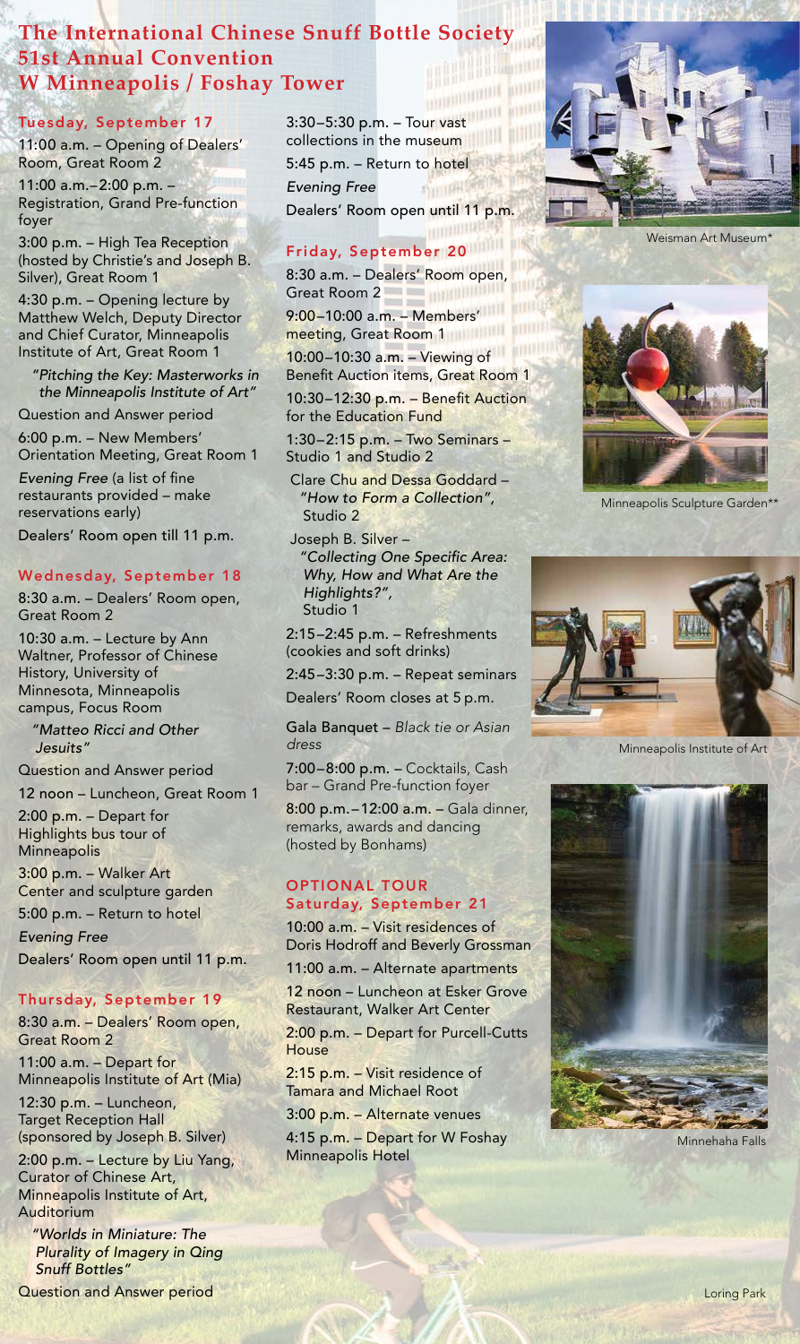# The International Chinese Snuff Bottle Society 51st Annual Convention W Minneapolis / Foshay Tower

## Tuesday, September 17

11:00 a.m. – Opening of Dealers' Room, Great Room 2

11:00 a.m.–2:00 p.m. – Registration, Grand Pre-function foyer

3:00 p.m. – High Tea Reception (hosted by Christie's and Joseph B. Silver), Great Room 1

4:30 p.m. – Opening lecture by Matthew Welch, Deputy Director and Chief Curator, Minneapolis Institute of Art, Great Room 1

*"Pitching the Key: Masterworks in the Minneapolis Institute of Art"*

Question and Answer period

6:00 p.m. – New Members' Orientation Meeting, Great Room 1

*Evening Free* (a list of fine restaurants provided – make reservations early)

Dealers' Room open till 11 p.m.

## Wednesday, September 18

8:30 a.m. – Dealers' Room open, Great Room 2

10:30 a.m. – Lecture by Ann Waltner, Professor of Chinese History, University of Minnesota, Minneapolis campus, Focus Room

*"Matteo Ricci and Other Jesuits"*

Question and Answer period

12 noon – Luncheon, Great Room 1

2:00 p.m. – Depart for Highlights bus tour of Minneapolis

3:00 p.m. – Walker Art Center and sculpture garden

5:00 p.m. – Return to hotel

*Evening Free*

Dealers' Room open until 11 p.m.

## Thursday, September 19

8:30 a.m. – Dealers' Room open, Great Room 2

11:00 a.m. – Depart for Minneapolis Institute of Art (Mia)

12:30 p.m. – Luncheon, Target Reception Hall (sponsored by Joseph B. Silver)

2:00 p.m. – Lecture by Liu Yang, Curator of Chinese Art, Minneapolis Institute of Art, Auditorium

*"Worlds in Miniature: The Plurality of Imagery in Qing Snuff Bottles"*

Question and Answer period

3:30–5:30 p.m. – Tour vast collections in the museum

5:45 p.m. – Return to hotel

*Evening Free*

Dealers' Room open until 11 p.m.

## Friday, September 20

8:30 a.m. – Dealers' Room open, Great Room 2

9:00–10:00 a.m. – Members' meeting, Great Room 1

10:00–10:30 a.m. – Viewing of Benefit Auction items, Great Room 1

10:30–12:30 p.m. – Benefit Auction for the Education Fund

1:30–2:15 p.m. – Two Seminars – Studio 1 and Studio 2

Clare Chu and Dessa Goddard – *"How to Form a Collection"*, Studio 2

Joseph B. Silver – *"Collecting One Specific Area: Why, How and What Are the Highlights?"*, Studio 1

2:15–2:45 p.m. – Refreshments (cookies and soft drinks)

2:45–3:30 p.m. – Repeat seminars

Dealers' Room closes at 5 p.m.

Gala Banquet – *Black tie or Asian dress*

7:00–8:00 p.m. – Cocktails, Cash bar – Grand Pre-function foyer

8:00 p.m.–12:00 a.m. – Gala dinner, remarks, awards and dancing (hosted by Bonhams)

## OPTIONAL TOUR Saturday, September 21

10:00 a.m. – Visit residences of Doris Hodroff and Beverly Grossman

11:00 a.m. – Alternate apartments

12 noon – Luncheon at Esker Grove Restaurant, Walker Art Center

2:00 p.m. – Depart for Purcell-Cutts House

2:15 p.m. – Visit residence of Tamara and Michael Root

3:00 p.m. – Alternate venues

4:15 p.m. – Depart for W Foshay Minneapolis Hotel

Weisman Art Museum*

Minneapolis Sculpture Garden**

Minneapolis Institute of Art

Minnehaha Falls

Loring Park